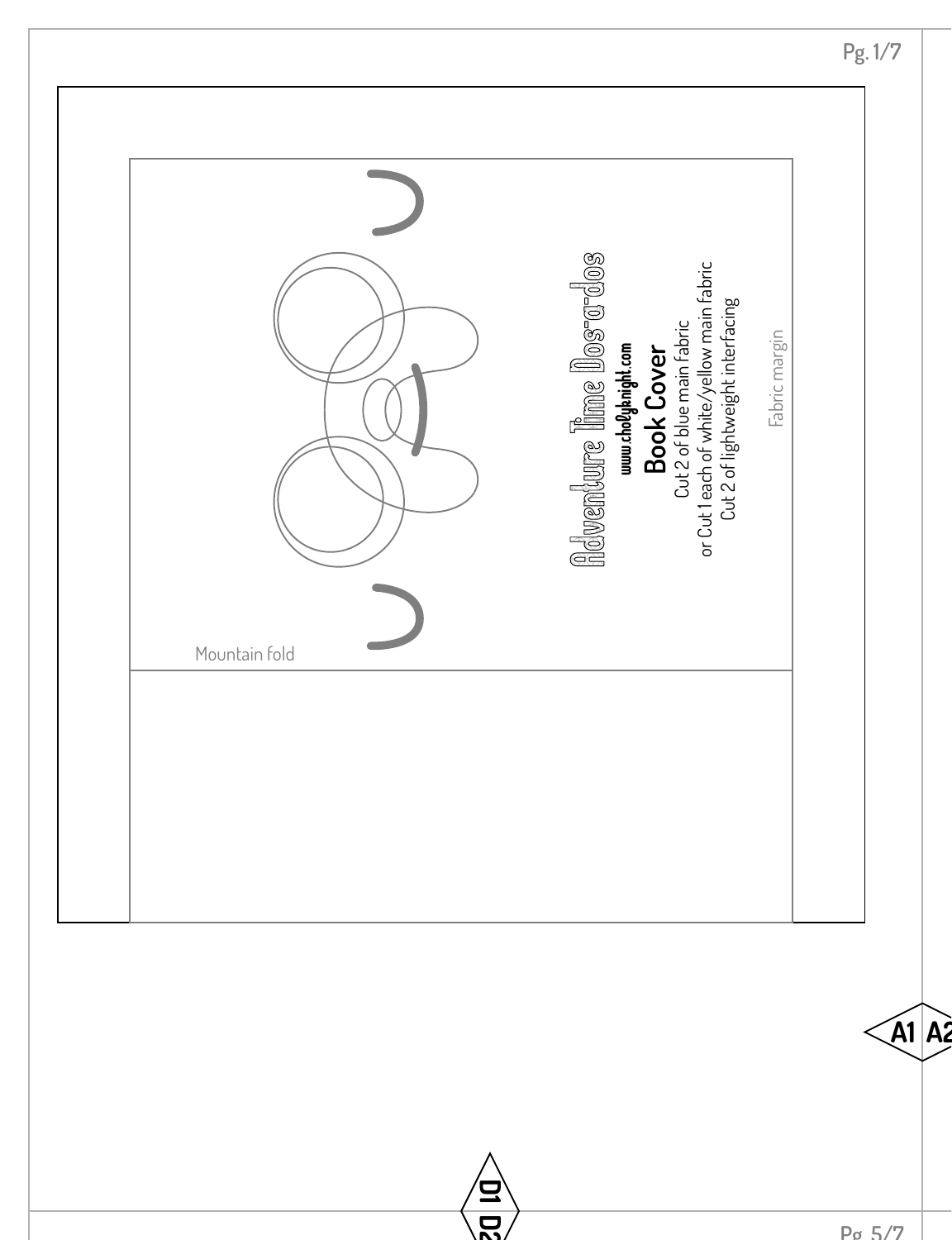# Adventure Time Dos-a-dos

www.cholyknight.com

## Book Cover

Cut 2 of blue main fabric
or Cut 1 each of white/yellow main fabric
Cut 2 of lightweight interfacing

Fabric margin

Mountain fold

A1 A2

D1 D2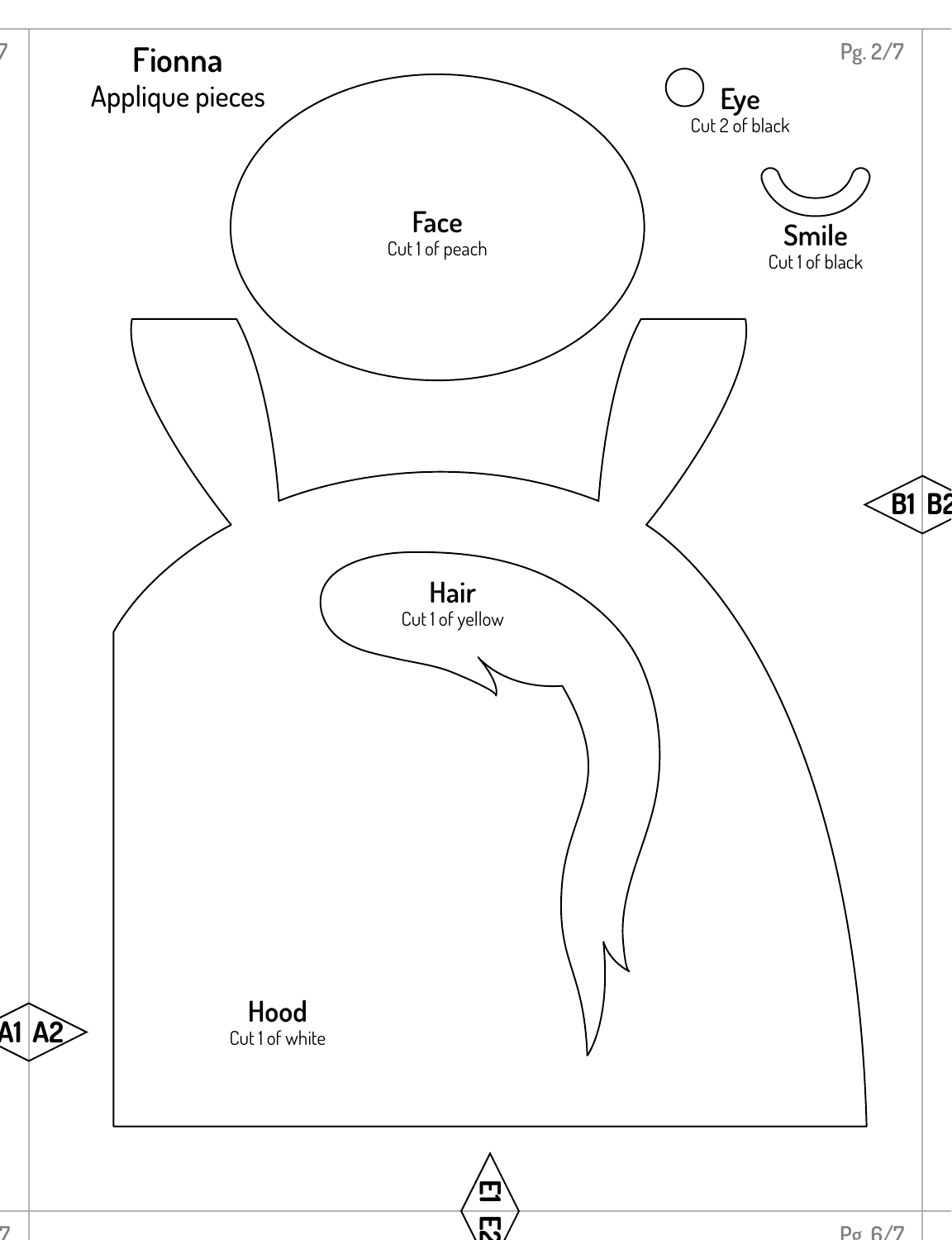# Fionna
Applique pieces

**Eye**
Cut 2 of black

**Face**
Cut 1 of peach

**Smile**
Cut 1 of black

**Hair**
Cut 1 of yellow

**Hood**
Cut 1 of white

B1 B2

A1 A2

E1 E2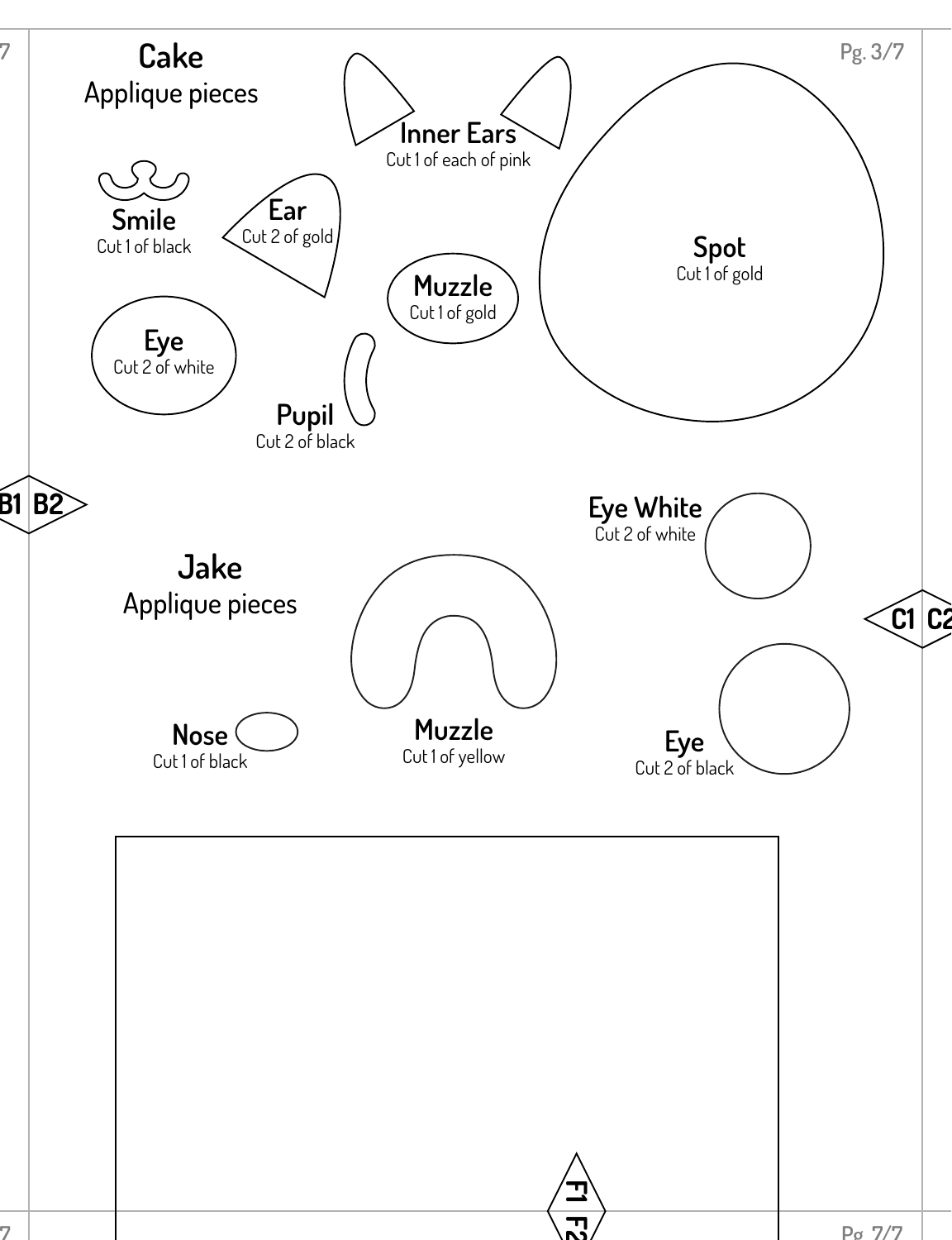## Cake
Applique pieces

**Inner Ears**
Cut 1 of each of pink

**Smile**
Cut 1 of black

**Ear**
Cut 2 of gold

**Spot**
Cut 1 of gold

**Muzzle**
Cut 1 of gold

**Eye**
Cut 2 of white

**Pupil**
Cut 2 of black

B1 B2

## Jake
Applique pieces

**Eye White**
Cut 2 of white

C1 C2

**Nose**
Cut 1 of black

**Muzzle**
Cut 1 of yellow

**Eye**
Cut 2 of black

F1 F2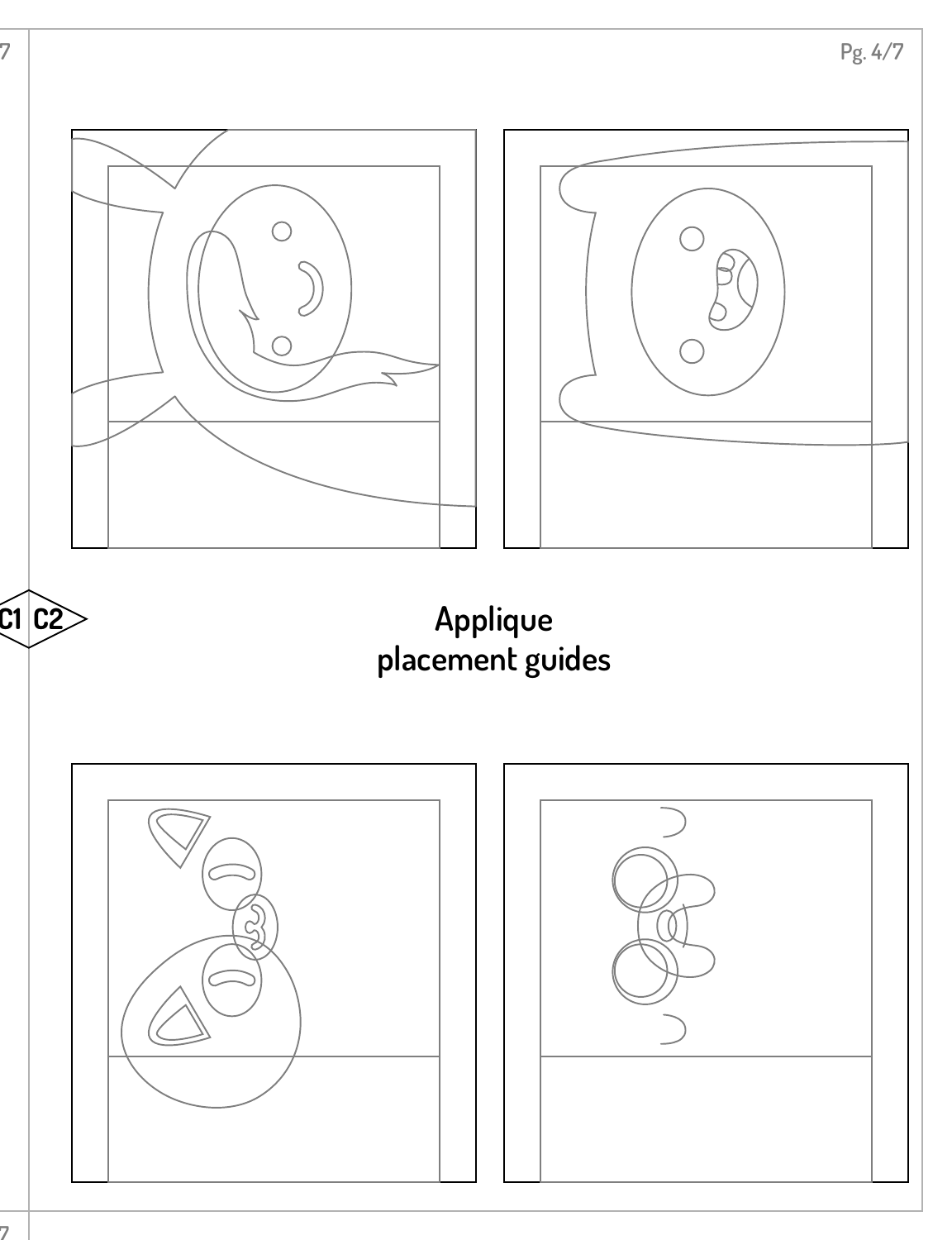C1 C2

## Applique placement guides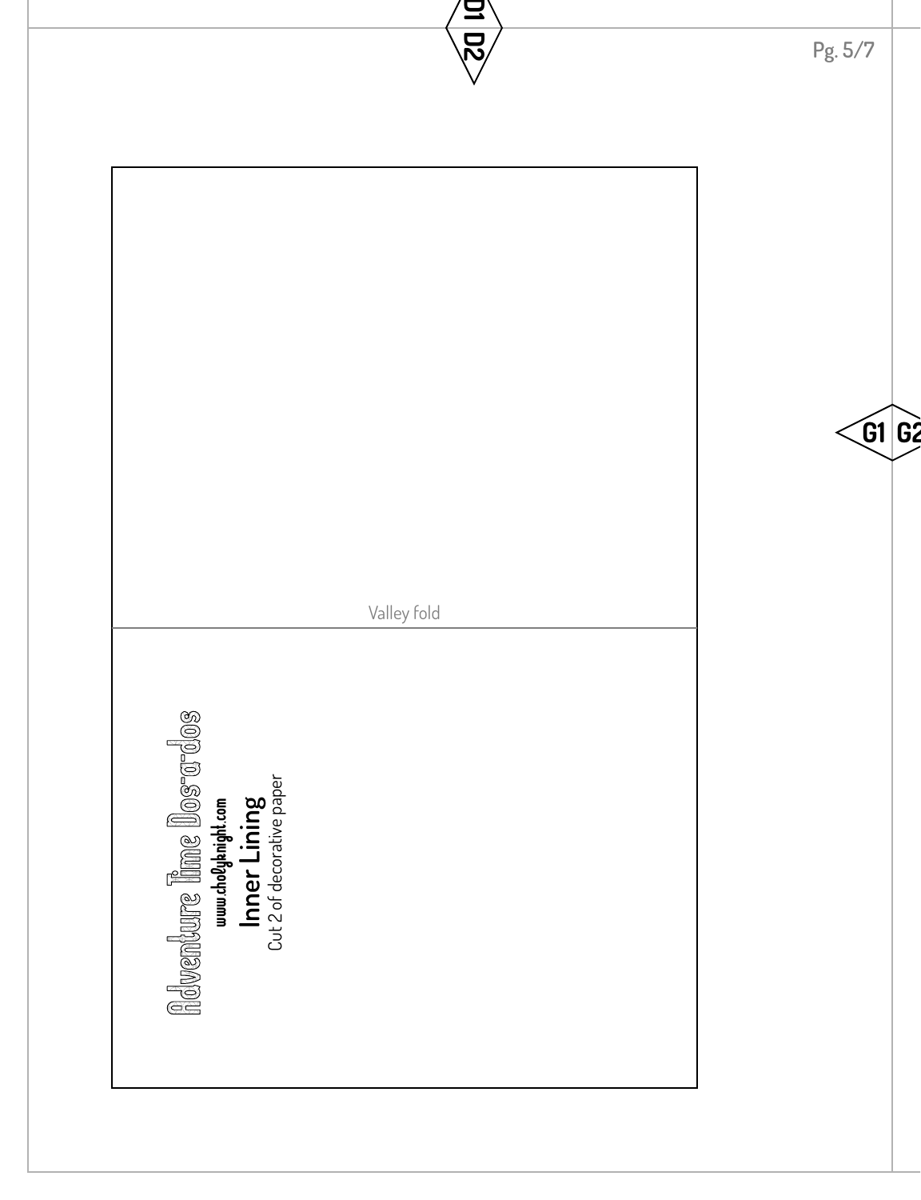D1 D2

G1 G2

Valley fold

# Adventure Time Dos-a-dos

**www.cholyknight.com**

## Inner Lining

Cut 2 of decorative paper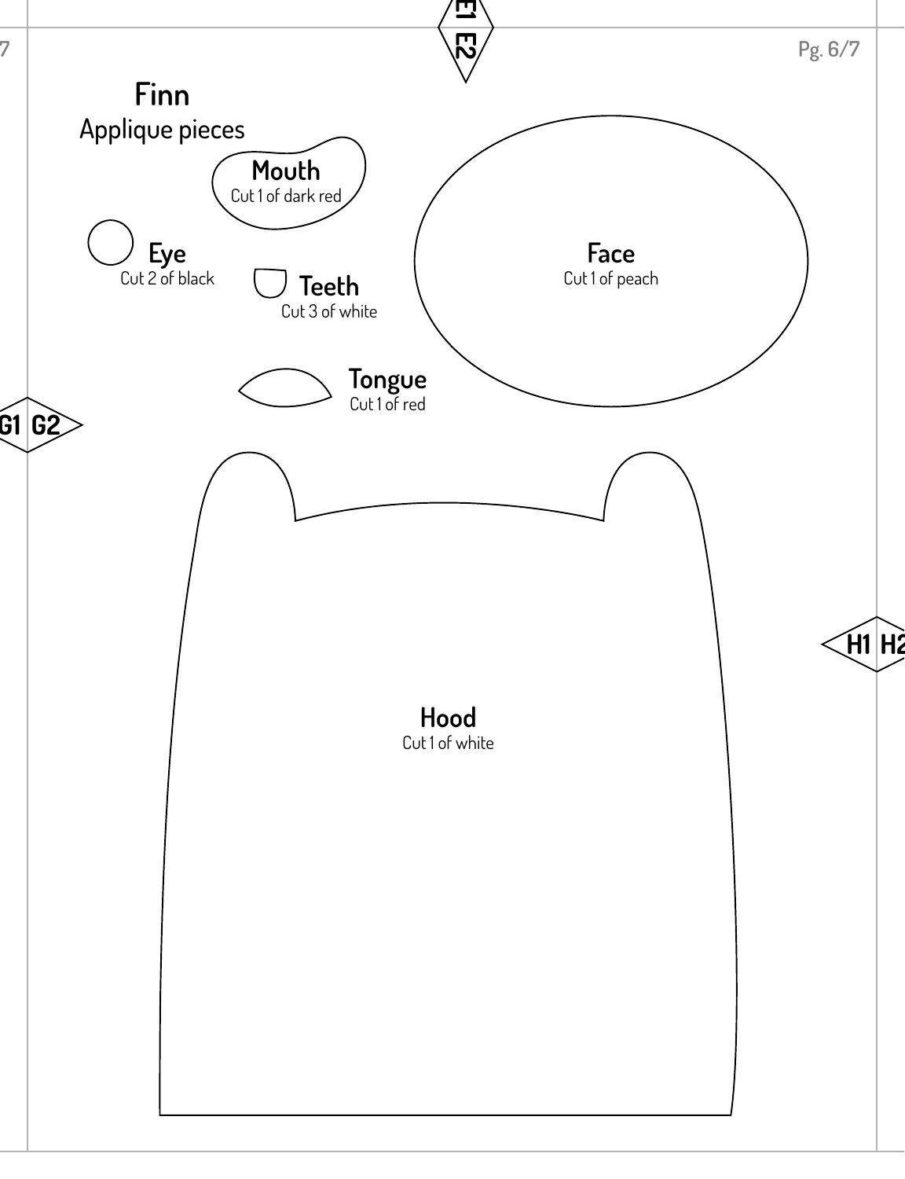# Finn

Applique pieces

**Mouth**
Cut 1 of dark red

**Eye**
Cut 2 of black

**Teeth**
Cut 3 of white

**Face**
Cut 1 of peach

**Tongue**
Cut 1 of red

E1 E2

G1 G2

H1 H2

**Hood**
Cut 1 of white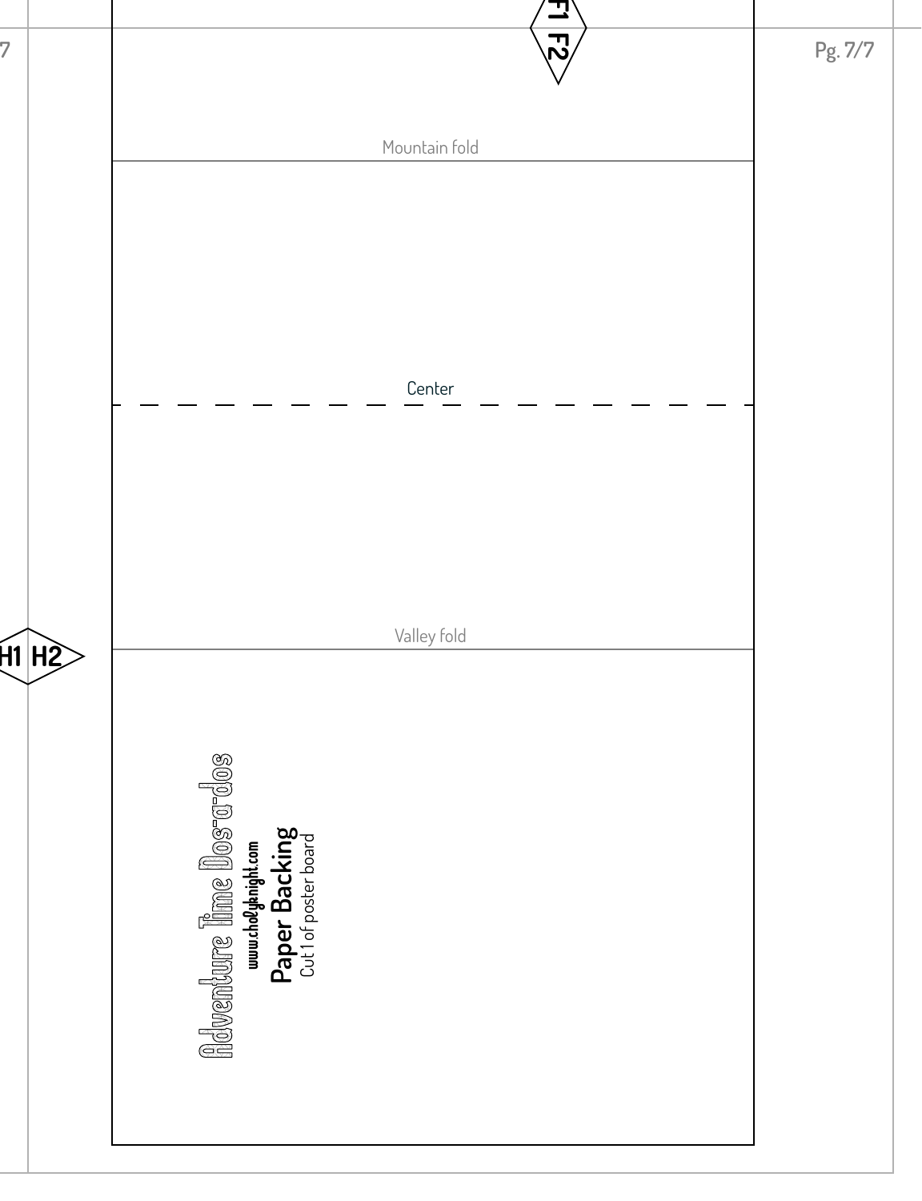F1 F2

Mountain fold

Center

H1 H2

Valley fold

Adventure Time Dos-a-dos

www.cholyknight.com

**Paper Backing**

Cut 1 of poster board